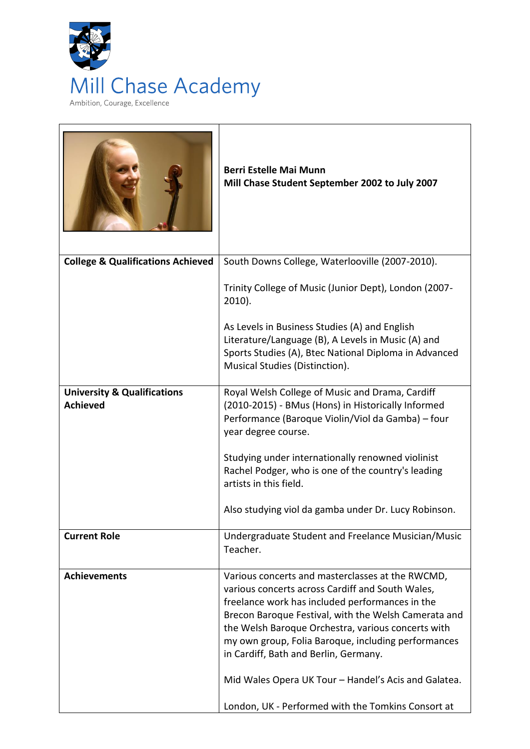# Mill Chase Academy

Ambition, Courage, Excellence

| | **Berri Estelle Mai Munn**<br>**Mill Chase Student September 2002 to July 2007** |
|---|---|
| **College & Qualifications Achieved** | South Downs College, Waterlooville (2007-2010).<br><br>Trinity College of Music (Junior Dept), London (2007-2010).<br><br>As Levels in Business Studies (A) and English Literature/Language (B), A Levels in Music (A) and Sports Studies (A), Btec National Diploma in Advanced Musical Studies (Distinction). |
| **University & Qualifications Achieved** | Royal Welsh College of Music and Drama, Cardiff (2010-2015) - BMus (Hons) in Historically Informed Performance (Baroque Violin/Viol da Gamba) – four year degree course.<br><br>Studying under internationally renowned violinist Rachel Podger, who is one of the country's leading artists in this field.<br><br>Also studying viol da gamba under Dr. Lucy Robinson. |
| **Current Role** | Undergraduate Student and Freelance Musician/Music Teacher. |
| **Achievements** | Various concerts and masterclasses at the RWCMD, various concerts across Cardiff and South Wales, freelance work has included performances in the Brecon Baroque Festival, with the Welsh Camerata and the Welsh Baroque Orchestra, various concerts with my own group, Folia Baroque, including performances in Cardiff, Bath and Berlin, Germany.<br><br>Mid Wales Opera UK Tour – Handel's Acis and Galatea.<br><br>London, UK - Performed with the Tomkins Consort at |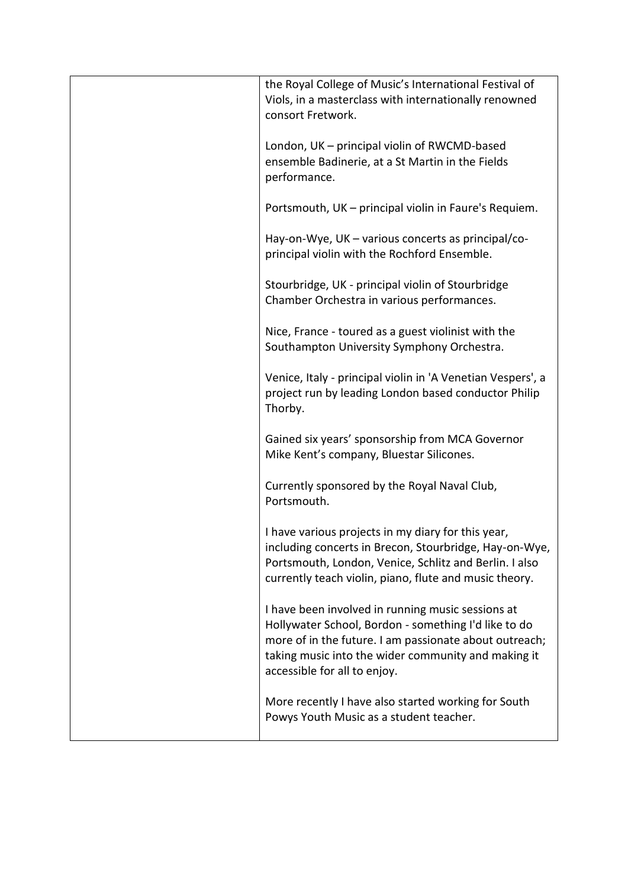| | |
|---|---|
| | the Royal College of Music's International Festival of Viols, in a masterclass with internationally renowned consort Fretwork.<br><br>London, UK – principal violin of RWCMD-based ensemble Badinerie, at a St Martin in the Fields performance.<br><br>Portsmouth, UK – principal violin in Faure's Requiem.<br><br>Hay-on-Wye, UK – various concerts as principal/co-principal violin with the Rochford Ensemble.<br><br>Stourbridge, UK - principal violin of Stourbridge Chamber Orchestra in various performances.<br><br>Nice, France - toured as a guest violinist with the Southampton University Symphony Orchestra.<br><br>Venice, Italy - principal violin in 'A Venetian Vespers', a project run by leading London based conductor Philip Thorby.<br><br>Gained six years' sponsorship from MCA Governor Mike Kent's company, Bluestar Silicones.<br><br>Currently sponsored by the Royal Naval Club, Portsmouth.<br><br>I have various projects in my diary for this year, including concerts in Brecon, Stourbridge, Hay-on-Wye, Portsmouth, London, Venice, Schlitz and Berlin. I also currently teach violin, piano, flute and music theory.<br><br>I have been involved in running music sessions at Hollywater School, Bordon - something I'd like to do more of in the future. I am passionate about outreach; taking music into the wider community and making it accessible for all to enjoy.<br><br>More recently I have also started working for South Powys Youth Music as a student teacher. |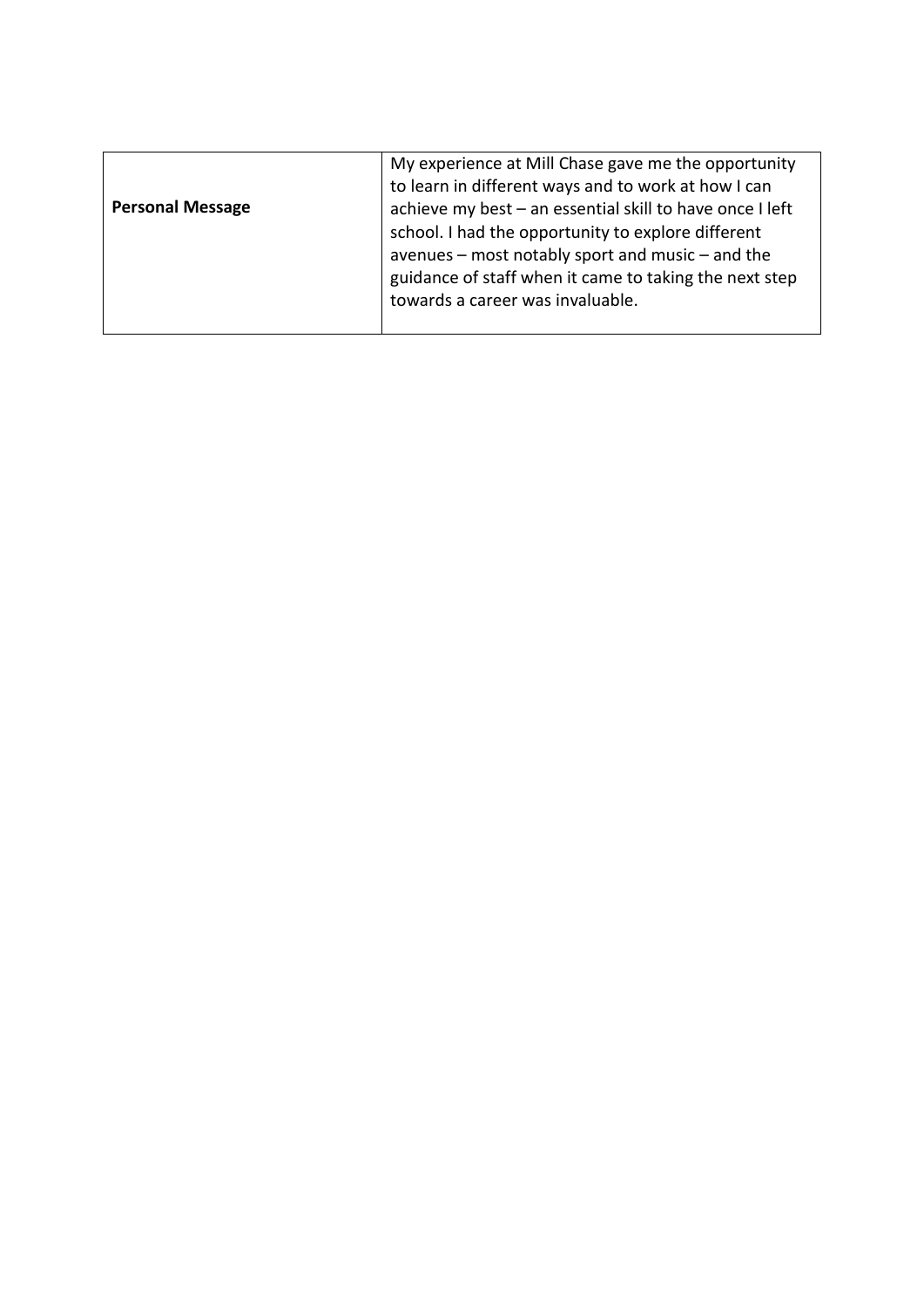| | |
|---|---|
| **Personal Message** | My experience at Mill Chase gave me the opportunity to learn in different ways and to work at how I can achieve my best – an essential skill to have once I left school. I had the opportunity to explore different avenues – most notably sport and music – and the guidance of staff when it came to taking the next step towards a career was invaluable. |